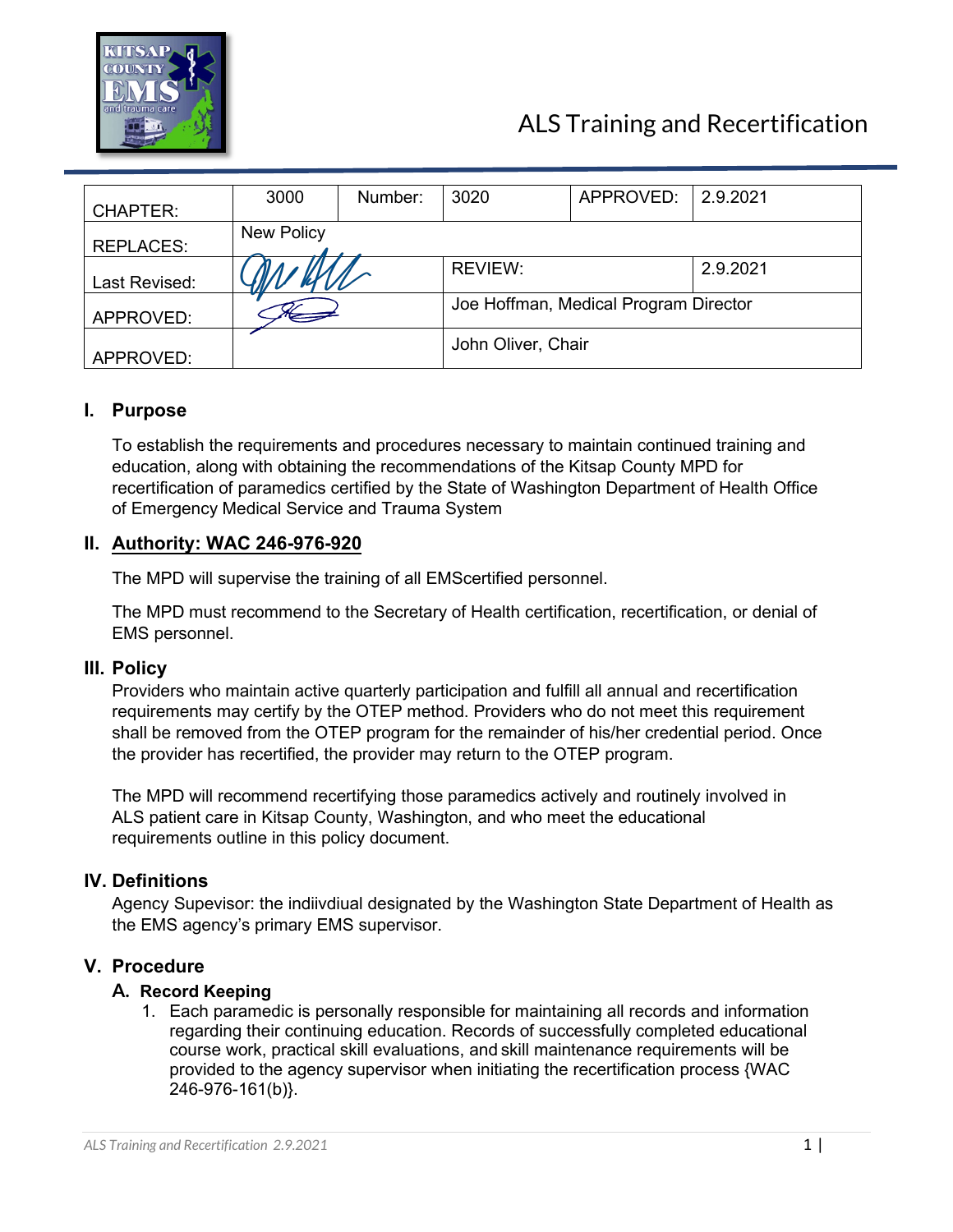# ALS Training and Recertification

| CHAPTER: | 3000 | Number: | 3020 | APPROVED: | 2.9.2021 |
|---|---|---|---|---|---|
| REPLACES: | New Policy | | | | |
| Last Revised: | | | REVIEW: | | 2.9.2021 |
| APPROVED: | | | Joe Hoffman, Medical Program Director | | |
| APPROVED: | | | John Oliver, Chair | | |

## I. Purpose

To establish the requirements and procedures necessary to maintain continued training and education, along with obtaining the recommendations of the Kitsap County MPD for recertification of paramedics certified by the State of Washington Department of Health Office of Emergency Medical Service and Trauma System

## II. Authority: WAC 246-976-920

The MPD will supervise the training of all EMScertified personnel.

The MPD must recommend to the Secretary of Health certification, recertification, or denial of EMS personnel.

## III. Policy

Providers who maintain active quarterly participation and fulfill all annual and recertification requirements may certify by the OTEP method. Providers who do not meet this requirement shall be removed from the OTEP program for the remainder of his/her credential period. Once the provider has recertified, the provider may return to the OTEP program.

The MPD will recommend recertifying those paramedics actively and routinely involved in ALS patient care in Kitsap County, Washington, and who meet the educational requirements outline in this policy document.

## IV. Definitions

Agency Supevisor: the indiivdiual designated by the Washington State Department of Health as the EMS agency's primary EMS supervisor.

## V. Procedure

### A. Record Keeping

1. Each paramedic is personally responsible for maintaining all records and information regarding their continuing education. Records of successfully completed educational course work, practical skill evaluations, and skill maintenance requirements will be provided to the agency supervisor when initiating the recertification process {WAC 246-976-161(b)}.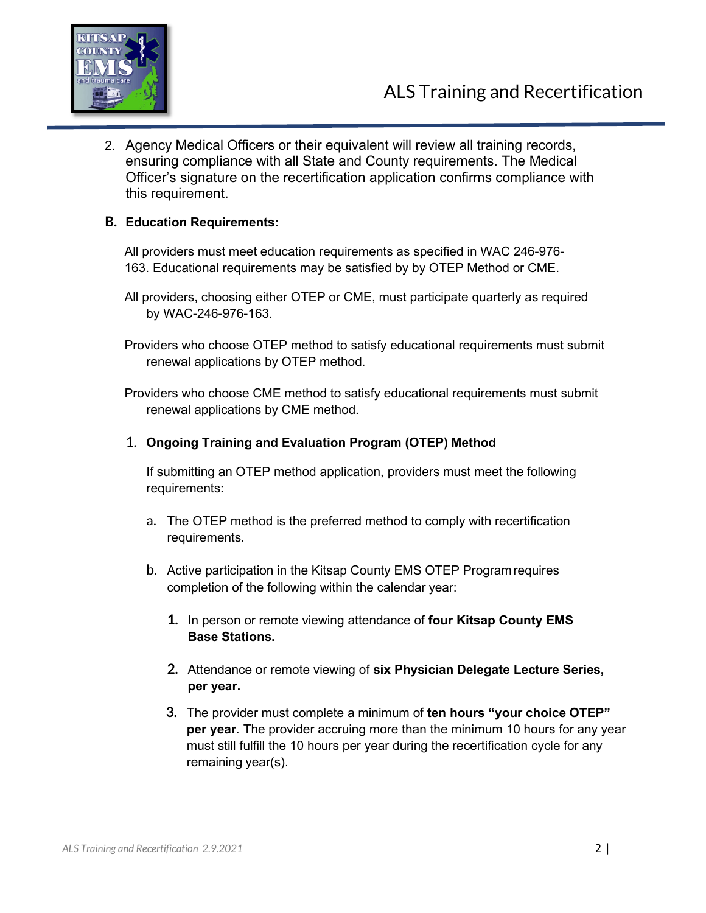2. Agency Medical Officers or their equivalent will review all training records, ensuring compliance with all State and County requirements. The Medical Officer's signature on the recertification application confirms compliance with this requirement.

## B. Education Requirements:

All providers must meet education requirements as specified in WAC 246-976-163. Educational requirements may be satisfied by by OTEP Method or CME.

All providers, choosing either OTEP or CME, must participate quarterly as required by WAC-246-976-163.

Providers who choose OTEP method to satisfy educational requirements must submit renewal applications by OTEP method.

Providers who choose CME method to satisfy educational requirements must submit renewal applications by CME method.

### 1. Ongoing Training and Evaluation Program (OTEP) Method

If submitting an OTEP method application, providers must meet the following requirements:

a. The OTEP method is the preferred method to comply with recertification requirements.

b. Active participation in the Kitsap County EMS OTEP Program requires completion of the following within the calendar year:

   1. In person or remote viewing attendance of **four Kitsap County EMS Base Stations.**

   2. Attendance or remote viewing of **six Physician Delegate Lecture Series, per year.**

   3. The provider must complete a minimum of **ten hours "your choice OTEP" per year**. The provider accruing more than the minimum 10 hours for any year must still fulfill the 10 hours per year during the recertification cycle for any remaining year(s).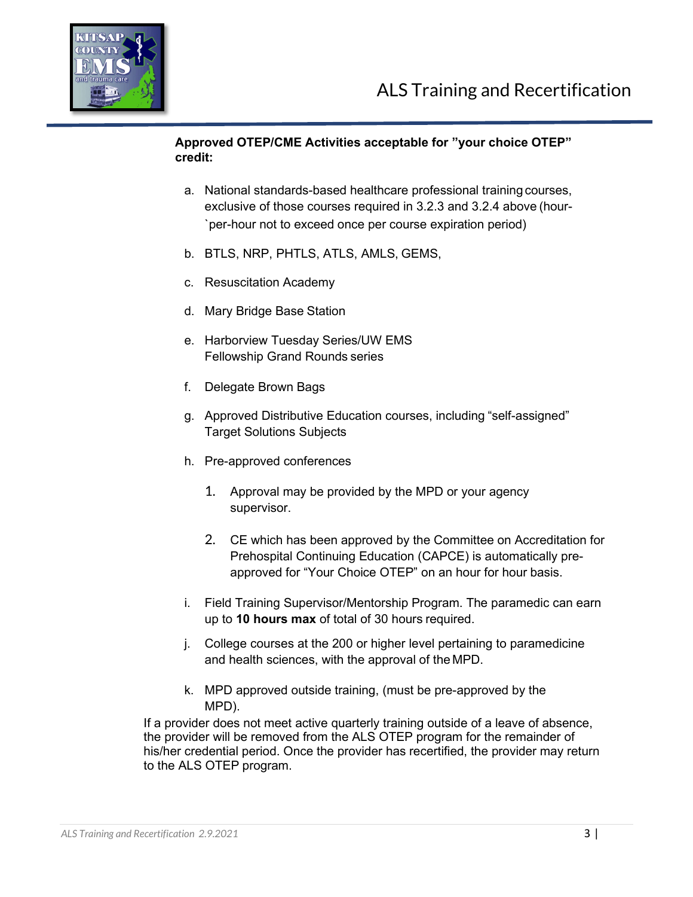**Approved OTEP/CME Activities acceptable for "your choice OTEP" credit:**

a. National standards-based healthcare professional training courses, exclusive of those courses required in 3.2.3 and 3.2.4 above (hour-`per-hour not to exceed once per course expiration period)

b. BTLS, NRP, PHTLS, ATLS, AMLS, GEMS,

c. Resuscitation Academy

d. Mary Bridge Base Station

e. Harborview Tuesday Series/UW EMS Fellowship Grand Rounds series

f. Delegate Brown Bags

g. Approved Distributive Education courses, including "self-assigned" Target Solutions Subjects

h. Pre-approved conferences

   1. Approval may be provided by the MPD or your agency supervisor.

   2. CE which has been approved by the Committee on Accreditation for Prehospital Continuing Education (CAPCE) is automatically pre-approved for "Your Choice OTEP" on an hour for hour basis.

i. Field Training Supervisor/Mentorship Program. The paramedic can earn up to **10 hours max** of total of 30 hours required.

j. College courses at the 200 or higher level pertaining to paramedicine and health sciences, with the approval of the MPD.

k. MPD approved outside training, (must be pre-approved by the MPD).

If a provider does not meet active quarterly training outside of a leave of absence, the provider will be removed from the ALS OTEP program for the remainder of his/her credential period. Once the provider has recertified, the provider may return to the ALS OTEP program.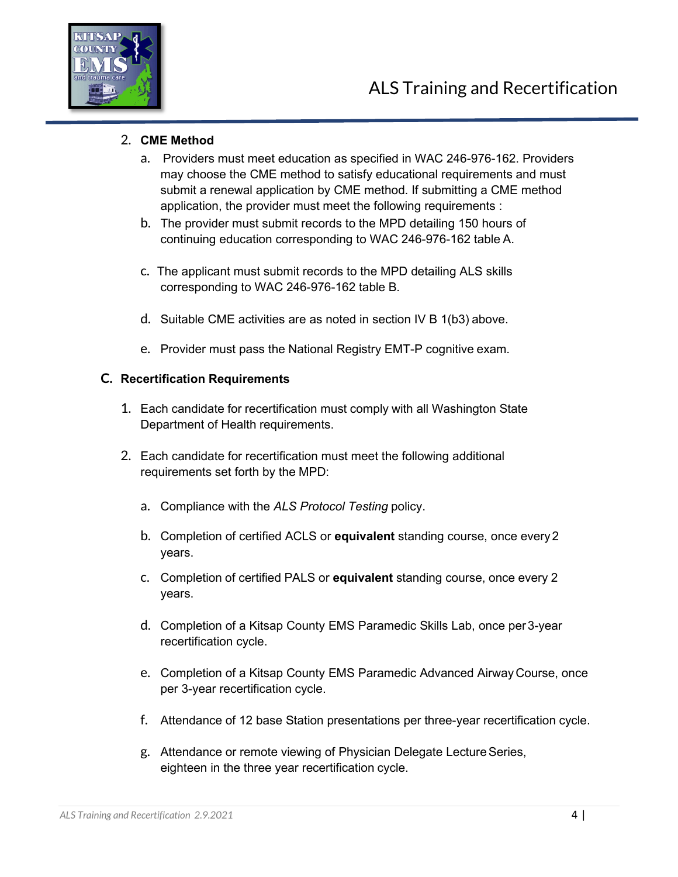2. **CME Method**
    a. Providers must meet education as specified in WAC 246-976-162. Providers may choose the CME method to satisfy educational requirements and must submit a renewal application by CME method. If submitting a CME method application, the provider must meet the following requirements :
    b. The provider must submit records to the MPD detailing 150 hours of continuing education corresponding to WAC 246-976-162 table A.
    c. The applicant must submit records to the MPD detailing ALS skills corresponding to WAC 246-976-162 table B.
    d. Suitable CME activities are as noted in section IV B 1(b3) above.
    e. Provider must pass the National Registry EMT-P cognitive exam.

## C. Recertification Requirements

1. Each candidate for recertification must comply with all Washington State Department of Health requirements.
2. Each candidate for recertification must meet the following additional requirements set forth by the MPD:
    a. Compliance with the *ALS Protocol Testing* policy.
    b. Completion of certified ACLS or **equivalent** standing course, once every 2 years.
    c. Completion of certified PALS or **equivalent** standing course, once every 2 years.
    d. Completion of a Kitsap County EMS Paramedic Skills Lab, once per 3-year recertification cycle.
    e. Completion of a Kitsap County EMS Paramedic Advanced Airway Course, once per 3-year recertification cycle.
    f. Attendance of 12 base Station presentations per three-year recertification cycle.
    g. Attendance or remote viewing of Physician Delegate Lecture Series, eighteen in the three year recertification cycle.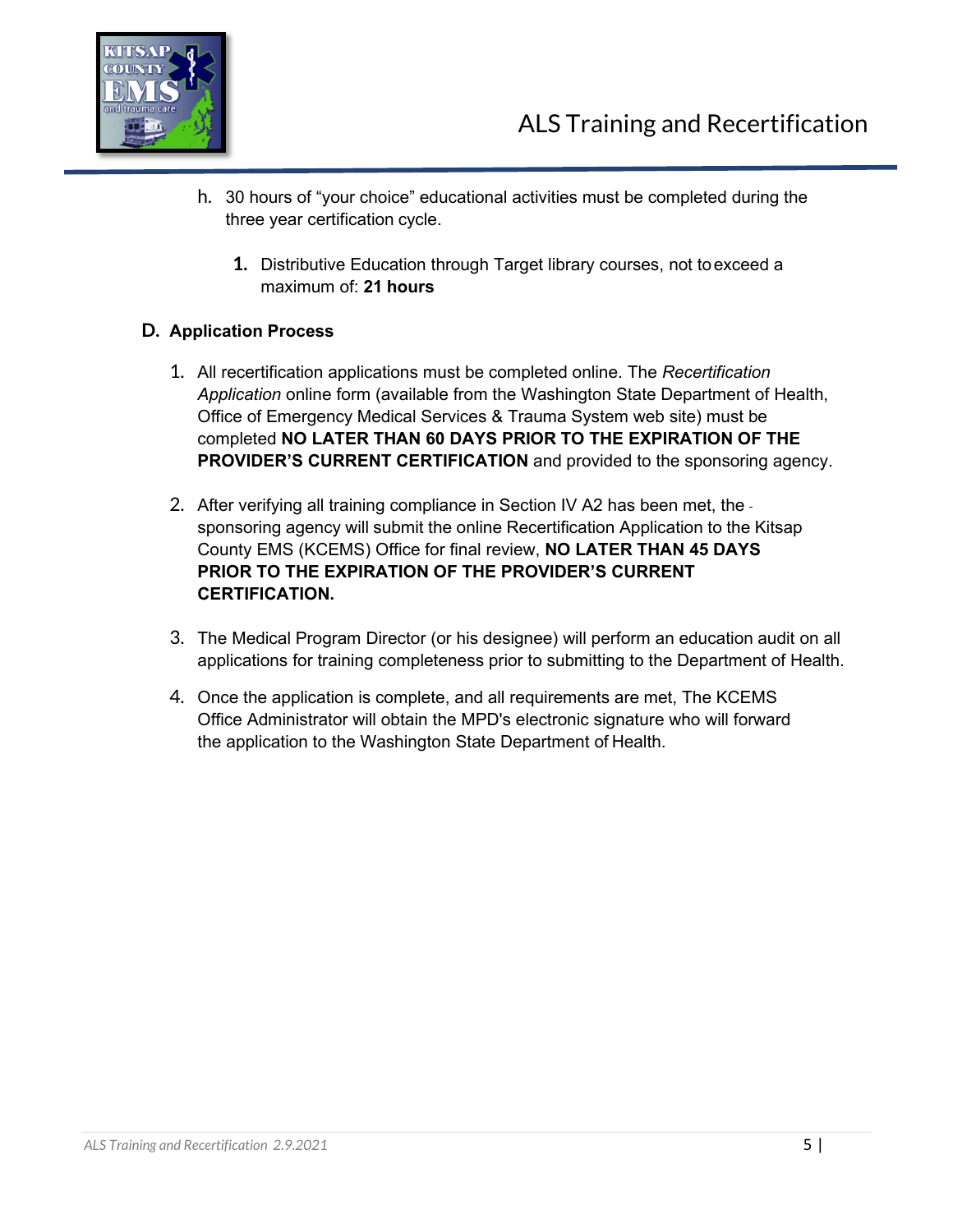h. 30 hours of "your choice" educational activities must be completed during the three year certification cycle.

   **1.** Distributive Education through Target library courses, not to exceed a maximum of: **21 hours**

## D. Application Process

1. All recertification applications must be completed online. The *Recertification Application* online form (available from the Washington State Department of Health, Office of Emergency Medical Services & Trauma System web site) must be completed **NO LATER THAN 60 DAYS PRIOR TO THE EXPIRATION OF THE PROVIDER'S CURRENT CERTIFICATION** and provided to the sponsoring agency.

2. After verifying all training compliance in Section IV A2 has been met, the sponsoring agency will submit the online Recertification Application to the Kitsap County EMS (KCEMS) Office for final review, **NO LATER THAN 45 DAYS PRIOR TO THE EXPIRATION OF THE PROVIDER'S CURRENT CERTIFICATION.**

3. The Medical Program Director (or his designee) will perform an education audit on all applications for training completeness prior to submitting to the Department of Health.

4. Once the application is complete, and all requirements are met, The KCEMS Office Administrator will obtain the MPD's electronic signature who will forward the application to the Washington State Department of Health.